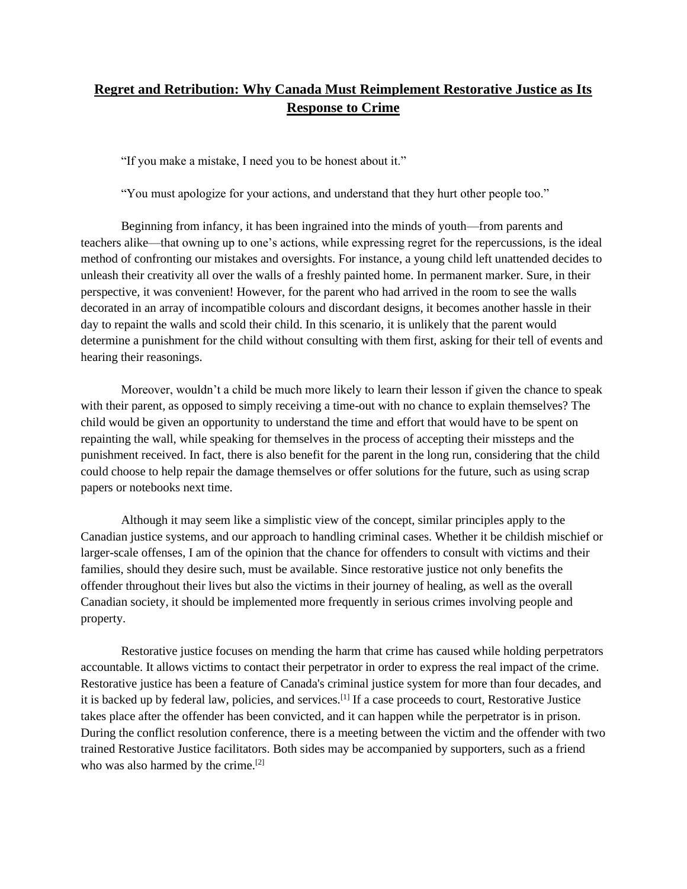# Regret and Retribution: Why Canada Must Reimplement Restorative Justice as Its Response to Crime

"If you make a mistake, I need you to be honest about it."

"You must apologize for your actions, and understand that they hurt other people too."

Beginning from infancy, it has been ingrained into the minds of youth—from parents and teachers alike—that owning up to one's actions, while expressing regret for the repercussions, is the ideal method of confronting our mistakes and oversights. For instance, a young child left unattended decides to unleash their creativity all over the walls of a freshly painted home. In permanent marker. Sure, in their perspective, it was convenient! However, for the parent who had arrived in the room to see the walls decorated in an array of incompatible colours and discordant designs, it becomes another hassle in their day to repaint the walls and scold their child. In this scenario, it is unlikely that the parent would determine a punishment for the child without consulting with them first, asking for their tell of events and hearing their reasonings.

Moreover, wouldn't a child be much more likely to learn their lesson if given the chance to speak with their parent, as opposed to simply receiving a time-out with no chance to explain themselves? The child would be given an opportunity to understand the time and effort that would have to be spent on repainting the wall, while speaking for themselves in the process of accepting their missteps and the punishment received. In fact, there is also benefit for the parent in the long run, considering that the child could choose to help repair the damage themselves or offer solutions for the future, such as using scrap papers or notebooks next time.

Although it may seem like a simplistic view of the concept, similar principles apply to the Canadian justice systems, and our approach to handling criminal cases. Whether it be childish mischief or larger-scale offenses, I am of the opinion that the chance for offenders to consult with victims and their families, should they desire such, must be available. Since restorative justice not only benefits the offender throughout their lives but also the victims in their journey of healing, as well as the overall Canadian society, it should be implemented more frequently in serious crimes involving people and property.

Restorative justice focuses on mending the harm that crime has caused while holding perpetrators accountable. It allows victims to contact their perpetrator in order to express the real impact of the crime. Restorative justice has been a feature of Canada's criminal justice system for more than four decades, and it is backed up by federal law, policies, and services.[1] If a case proceeds to court, Restorative Justice takes place after the offender has been convicted, and it can happen while the perpetrator is in prison. During the conflict resolution conference, there is a meeting between the victim and the offender with two trained Restorative Justice facilitators. Both sides may be accompanied by supporters, such as a friend who was also harmed by the crime.[2]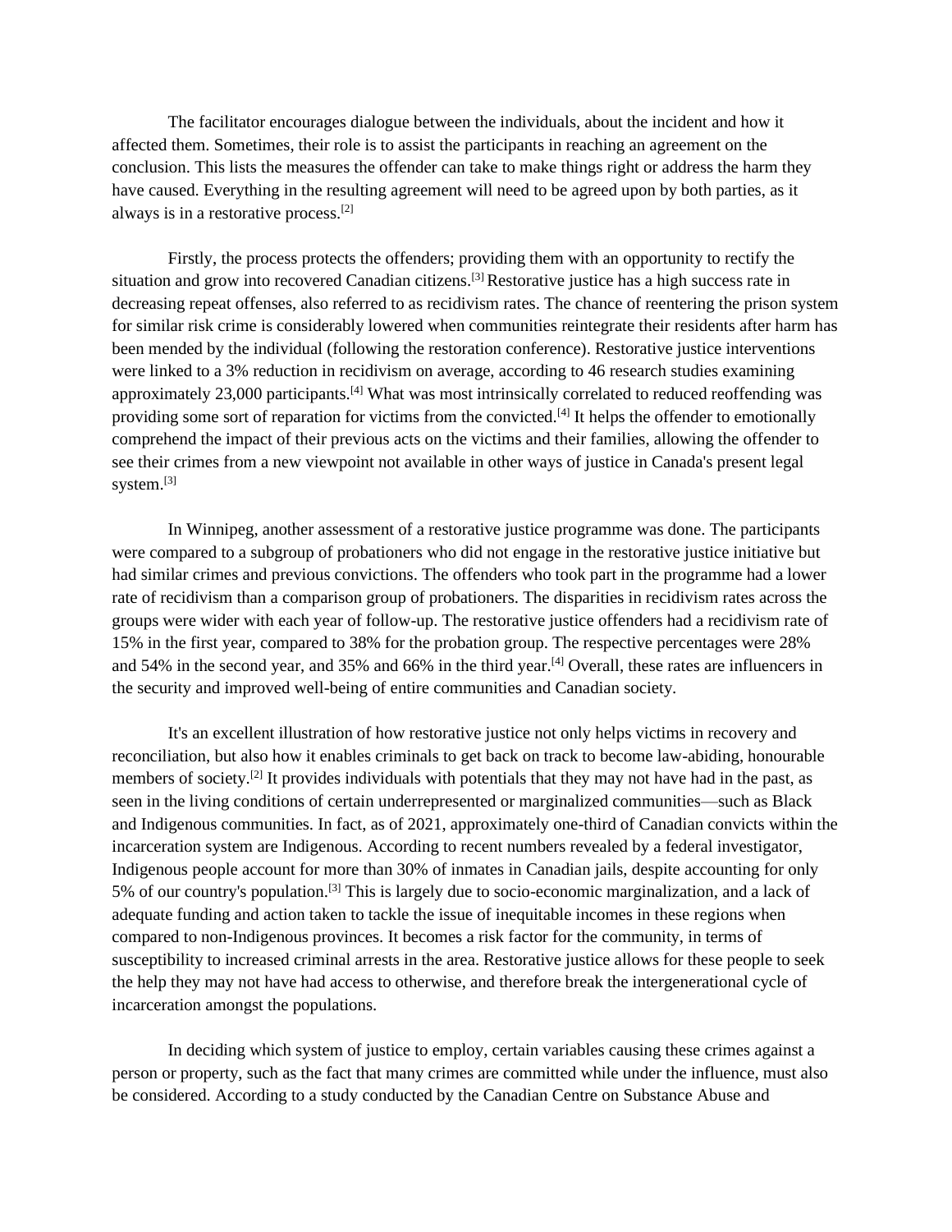The facilitator encourages dialogue between the individuals, about the incident and how it affected them. Sometimes, their role is to assist the participants in reaching an agreement on the conclusion. This lists the measures the offender can take to make things right or address the harm they have caused. Everything in the resulting agreement will need to be agreed upon by both parties, as it always is in a restorative process.[2]

Firstly, the process protects the offenders; providing them with an opportunity to rectify the situation and grow into recovered Canadian citizens.[3] Restorative justice has a high success rate in decreasing repeat offenses, also referred to as recidivism rates. The chance of reentering the prison system for similar risk crime is considerably lowered when communities reintegrate their residents after harm has been mended by the individual (following the restoration conference). Restorative justice interventions were linked to a 3% reduction in recidivism on average, according to 46 research studies examining approximately 23,000 participants.[4] What was most intrinsically correlated to reduced reoffending was providing some sort of reparation for victims from the convicted.[4] It helps the offender to emotionally comprehend the impact of their previous acts on the victims and their families, allowing the offender to see their crimes from a new viewpoint not available in other ways of justice in Canada's present legal system.[3]

In Winnipeg, another assessment of a restorative justice programme was done. The participants were compared to a subgroup of probationers who did not engage in the restorative justice initiative but had similar crimes and previous convictions. The offenders who took part in the programme had a lower rate of recidivism than a comparison group of probationers. The disparities in recidivism rates across the groups were wider with each year of follow-up. The restorative justice offenders had a recidivism rate of 15% in the first year, compared to 38% for the probation group. The respective percentages were 28% and 54% in the second year, and 35% and 66% in the third year.[4] Overall, these rates are influencers in the security and improved well-being of entire communities and Canadian society.

It's an excellent illustration of how restorative justice not only helps victims in recovery and reconciliation, but also how it enables criminals to get back on track to become law-abiding, honourable members of society.[2] It provides individuals with potentials that they may not have had in the past, as seen in the living conditions of certain underrepresented or marginalized communities—such as Black and Indigenous communities. In fact, as of 2021, approximately one-third of Canadian convicts within the incarceration system are Indigenous. According to recent numbers revealed by a federal investigator, Indigenous people account for more than 30% of inmates in Canadian jails, despite accounting for only 5% of our country's population.[3] This is largely due to socio-economic marginalization, and a lack of adequate funding and action taken to tackle the issue of inequitable incomes in these regions when compared to non-Indigenous provinces. It becomes a risk factor for the community, in terms of susceptibility to increased criminal arrests in the area. Restorative justice allows for these people to seek the help they may not have had access to otherwise, and therefore break the intergenerational cycle of incarceration amongst the populations.

In deciding which system of justice to employ, certain variables causing these crimes against a person or property, such as the fact that many crimes are committed while under the influence, must also be considered. According to a study conducted by the Canadian Centre on Substance Abuse and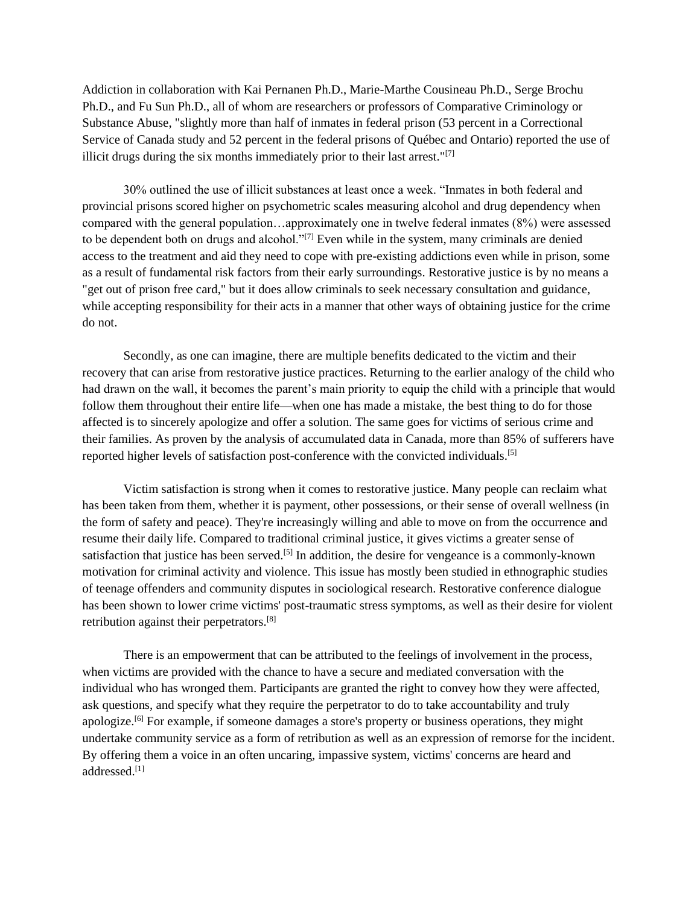Addiction in collaboration with Kai Pernanen Ph.D., Marie-Marthe Cousineau Ph.D., Serge Brochu Ph.D., and Fu Sun Ph.D., all of whom are researchers or professors of Comparative Criminology or Substance Abuse, "slightly more than half of inmates in federal prison (53 percent in a Correctional Service of Canada study and 52 percent in the federal prisons of Québec and Ontario) reported the use of illicit drugs during the six months immediately prior to their last arrest."[7]

30% outlined the use of illicit substances at least once a week. "Inmates in both federal and provincial prisons scored higher on psychometric scales measuring alcohol and drug dependency when compared with the general population…approximately one in twelve federal inmates (8%) were assessed to be dependent both on drugs and alcohol."[7] Even while in the system, many criminals are denied access to the treatment and aid they need to cope with pre-existing addictions even while in prison, some as a result of fundamental risk factors from their early surroundings. Restorative justice is by no means a "get out of prison free card," but it does allow criminals to seek necessary consultation and guidance, while accepting responsibility for their acts in a manner that other ways of obtaining justice for the crime do not.

Secondly, as one can imagine, there are multiple benefits dedicated to the victim and their recovery that can arise from restorative justice practices. Returning to the earlier analogy of the child who had drawn on the wall, it becomes the parent's main priority to equip the child with a principle that would follow them throughout their entire life—when one has made a mistake, the best thing to do for those affected is to sincerely apologize and offer a solution. The same goes for victims of serious crime and their families. As proven by the analysis of accumulated data in Canada, more than 85% of sufferers have reported higher levels of satisfaction post-conference with the convicted individuals.[5]

Victim satisfaction is strong when it comes to restorative justice. Many people can reclaim what has been taken from them, whether it is payment, other possessions, or their sense of overall wellness (in the form of safety and peace). They're increasingly willing and able to move on from the occurrence and resume their daily life. Compared to traditional criminal justice, it gives victims a greater sense of satisfaction that justice has been served.[5] In addition, the desire for vengeance is a commonly-known motivation for criminal activity and violence. This issue has mostly been studied in ethnographic studies of teenage offenders and community disputes in sociological research. Restorative conference dialogue has been shown to lower crime victims' post-traumatic stress symptoms, as well as their desire for violent retribution against their perpetrators.[8]

There is an empowerment that can be attributed to the feelings of involvement in the process, when victims are provided with the chance to have a secure and mediated conversation with the individual who has wronged them. Participants are granted the right to convey how they were affected, ask questions, and specify what they require the perpetrator to do to take accountability and truly apologize.[6] For example, if someone damages a store's property or business operations, they might undertake community service as a form of retribution as well as an expression of remorse for the incident. By offering them a voice in an often uncaring, impassive system, victims' concerns are heard and addressed.[1]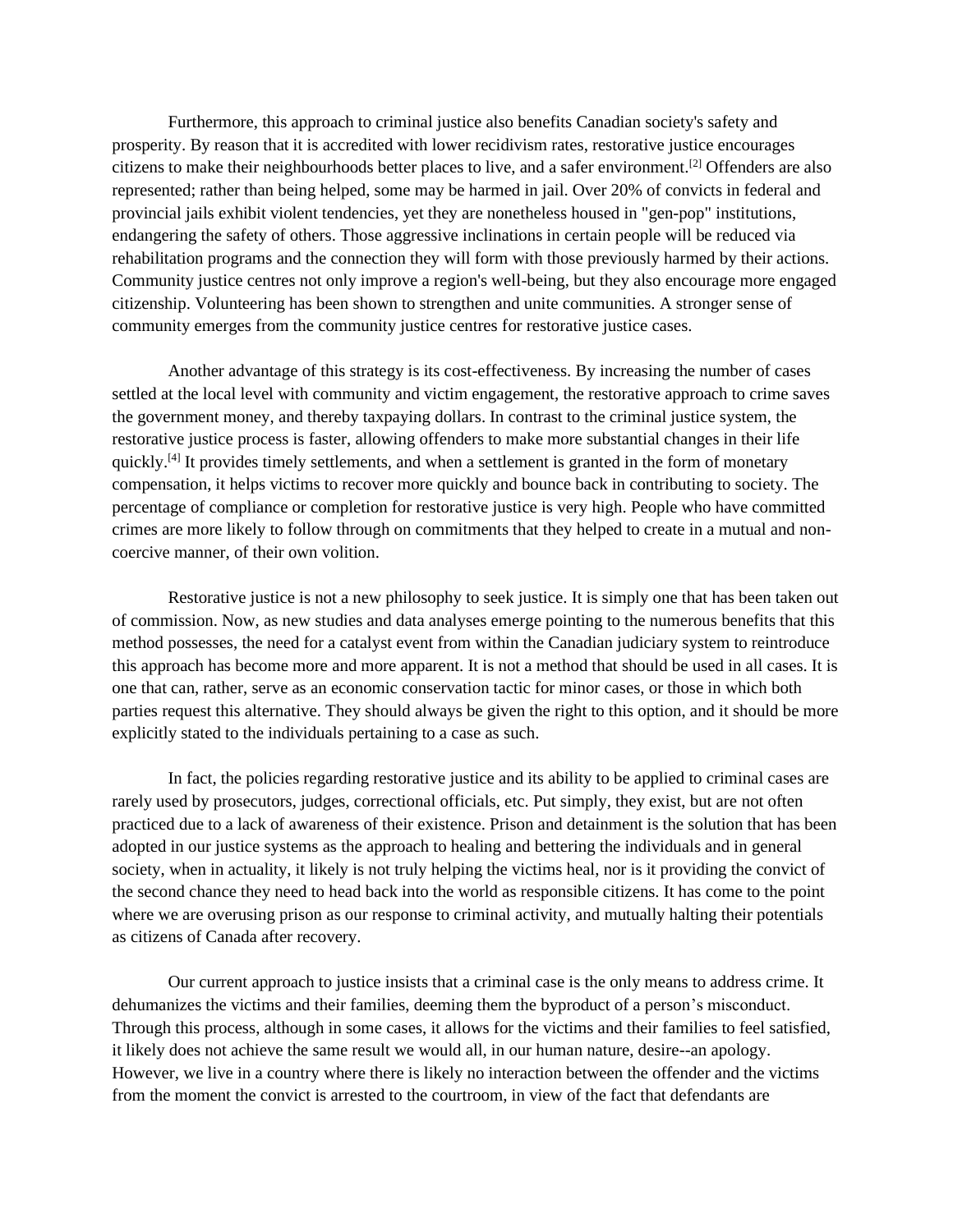Furthermore, this approach to criminal justice also benefits Canadian society's safety and prosperity. By reason that it is accredited with lower recidivism rates, restorative justice encourages citizens to make their neighbourhoods better places to live, and a safer environment.[2] Offenders are also represented; rather than being helped, some may be harmed in jail. Over 20% of convicts in federal and provincial jails exhibit violent tendencies, yet they are nonetheless housed in "gen-pop" institutions, endangering the safety of others. Those aggressive inclinations in certain people will be reduced via rehabilitation programs and the connection they will form with those previously harmed by their actions. Community justice centres not only improve a region's well-being, but they also encourage more engaged citizenship. Volunteering has been shown to strengthen and unite communities. A stronger sense of community emerges from the community justice centres for restorative justice cases.

Another advantage of this strategy is its cost-effectiveness. By increasing the number of cases settled at the local level with community and victim engagement, the restorative approach to crime saves the government money, and thereby taxpaying dollars. In contrast to the criminal justice system, the restorative justice process is faster, allowing offenders to make more substantial changes in their life quickly.[4] It provides timely settlements, and when a settlement is granted in the form of monetary compensation, it helps victims to recover more quickly and bounce back in contributing to society. The percentage of compliance or completion for restorative justice is very high. People who have committed crimes are more likely to follow through on commitments that they helped to create in a mutual and non-coercive manner, of their own volition.

Restorative justice is not a new philosophy to seek justice. It is simply one that has been taken out of commission. Now, as new studies and data analyses emerge pointing to the numerous benefits that this method possesses, the need for a catalyst event from within the Canadian judiciary system to reintroduce this approach has become more and more apparent. It is not a method that should be used in all cases. It is one that can, rather, serve as an economic conservation tactic for minor cases, or those in which both parties request this alternative. They should always be given the right to this option, and it should be more explicitly stated to the individuals pertaining to a case as such.

In fact, the policies regarding restorative justice and its ability to be applied to criminal cases are rarely used by prosecutors, judges, correctional officials, etc. Put simply, they exist, but are not often practiced due to a lack of awareness of their existence. Prison and detainment is the solution that has been adopted in our justice systems as the approach to healing and bettering the individuals and in general society, when in actuality, it likely is not truly helping the victims heal, nor is it providing the convict of the second chance they need to head back into the world as responsible citizens. It has come to the point where we are overusing prison as our response to criminal activity, and mutually halting their potentials as citizens of Canada after recovery.

Our current approach to justice insists that a criminal case is the only means to address crime. It dehumanizes the victims and their families, deeming them the byproduct of a person's misconduct. Through this process, although in some cases, it allows for the victims and their families to feel satisfied, it likely does not achieve the same result we would all, in our human nature, desire--an apology. However, we live in a country where there is likely no interaction between the offender and the victims from the moment the convict is arrested to the courtroom, in view of the fact that defendants are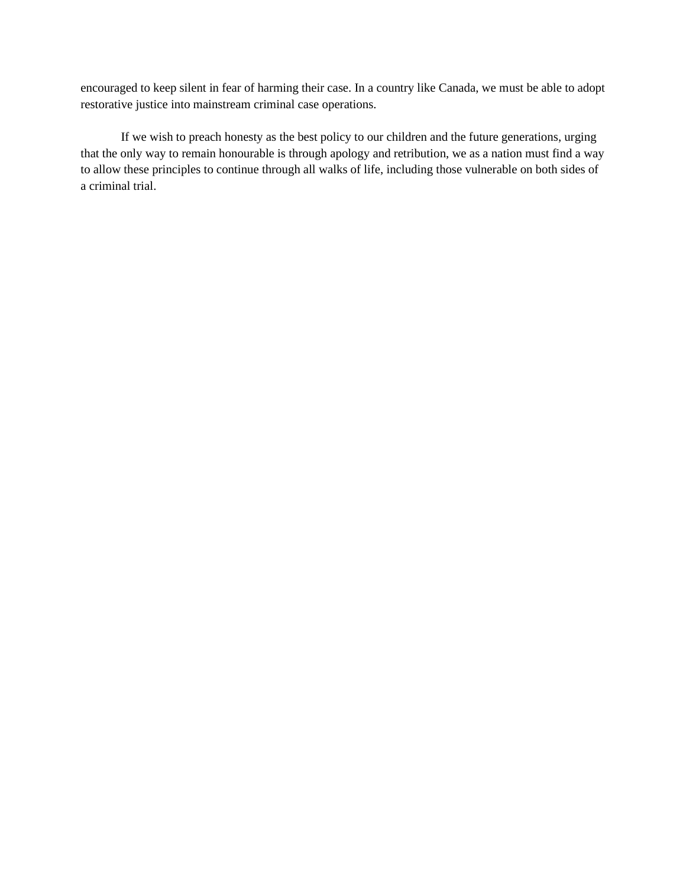encouraged to keep silent in fear of harming their case. In a country like Canada, we must be able to adopt restorative justice into mainstream criminal case operations.

If we wish to preach honesty as the best policy to our children and the future generations, urging that the only way to remain honourable is through apology and retribution, we as a nation must find a way to allow these principles to continue through all walks of life, including those vulnerable on both sides of a criminal trial.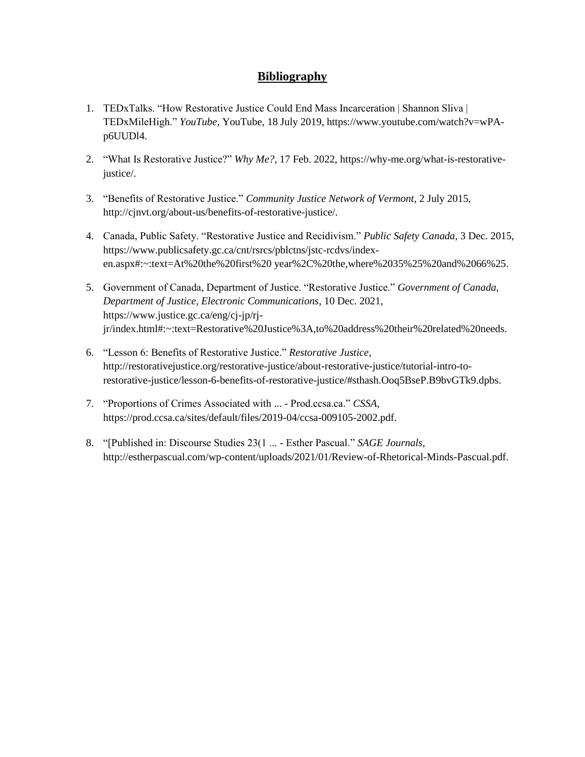## **Bibliography**

1. TEDxTalks. "How Restorative Justice Could End Mass Incarceration | Shannon Sliva | TEDxMileHigh." *YouTube*, YouTube, 18 July 2019, https://www.youtube.com/watch?v=wPA-p6UUDl4.

2. "What Is Restorative Justice?" *Why Me?*, 17 Feb. 2022, https://why-me.org/what-is-restorative-justice/.

3. "Benefits of Restorative Justice." *Community Justice Network of Vermont*, 2 July 2015, http://cjnvt.org/about-us/benefits-of-restorative-justice/.

4. Canada, Public Safety. "Restorative Justice and Recidivism." *Public Safety Canada*, 3 Dec. 2015, https://www.publicsafety.gc.ca/cnt/rsrcs/pblctns/jstc-rcdvs/index-en.aspx#:~:text=At%20the%20first%20 year%2C%20the,where%2035%25%20and%2066%25.

5. Government of Canada, Department of Justice. "Restorative Justice." *Government of Canada, Department of Justice, Electronic Communications*, 10 Dec. 2021, https://www.justice.gc.ca/eng/cj-jp/rj-jr/index.html#:~:text=Restorative%20Justice%3A,to%20address%20their%20related%20needs.

6. "Lesson 6: Benefits of Restorative Justice." *Restorative Justice*, http://restorativejustice.org/restorative-justice/about-restorative-justice/tutorial-intro-to-restorative-justice/lesson-6-benefits-of-restorative-justice/#sthash.Ooq5BseP.B9bvGTk9.dpbs.

7. "Proportions of Crimes Associated with ... - Prod.ccsa.ca." *CSSA*, https://prod.ccsa.ca/sites/default/files/2019-04/ccsa-009105-2002.pdf.

8. "[Published in: Discourse Studies 23(1 ... - Esther Pascual." *SAGE Journals*, http://estherpascual.com/wp-content/uploads/2021/01/Review-of-Rhetorical-Minds-Pascual.pdf.